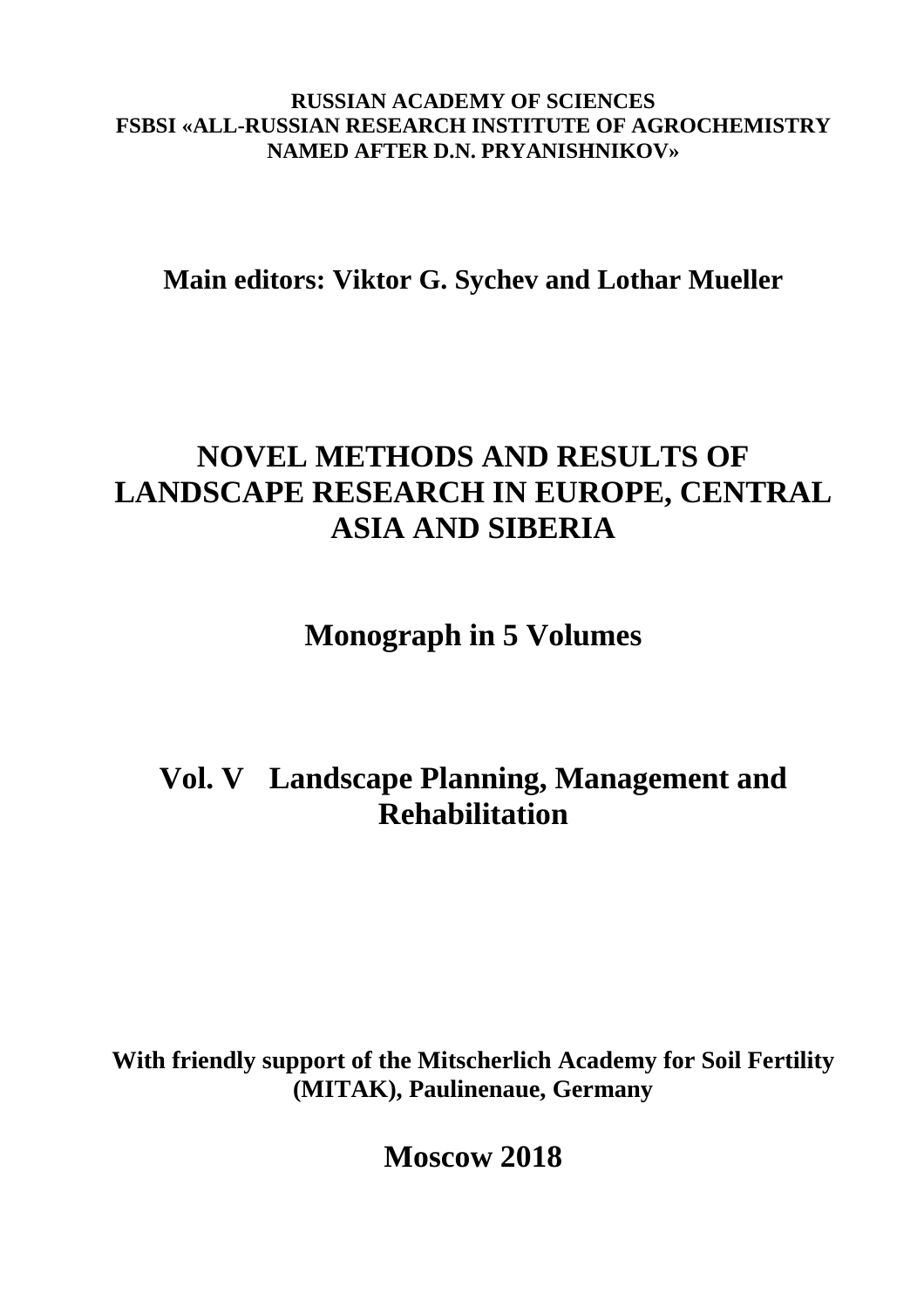**RUSSIAN ACADEMY OF SCIENCES**
**FSBSI «ALL-RUSSIAN RESEARCH INSTITUTE OF AGROCHEMISTRY NAMED AFTER D.N. PRYANISHNIKOV»**

**Main editors: Viktor G. Sychev and Lothar Mueller**

# NOVEL METHODS AND RESULTS OF LANDSCAPE RESEARCH IN EUROPE, CENTRAL ASIA AND SIBERIA

## Monograph in 5 Volumes

## Vol. V Landscape Planning, Management and Rehabilitation

**With friendly support of the Mitscherlich Academy for Soil Fertility (MITAK), Paulinenaue, Germany**

**Moscow 2018**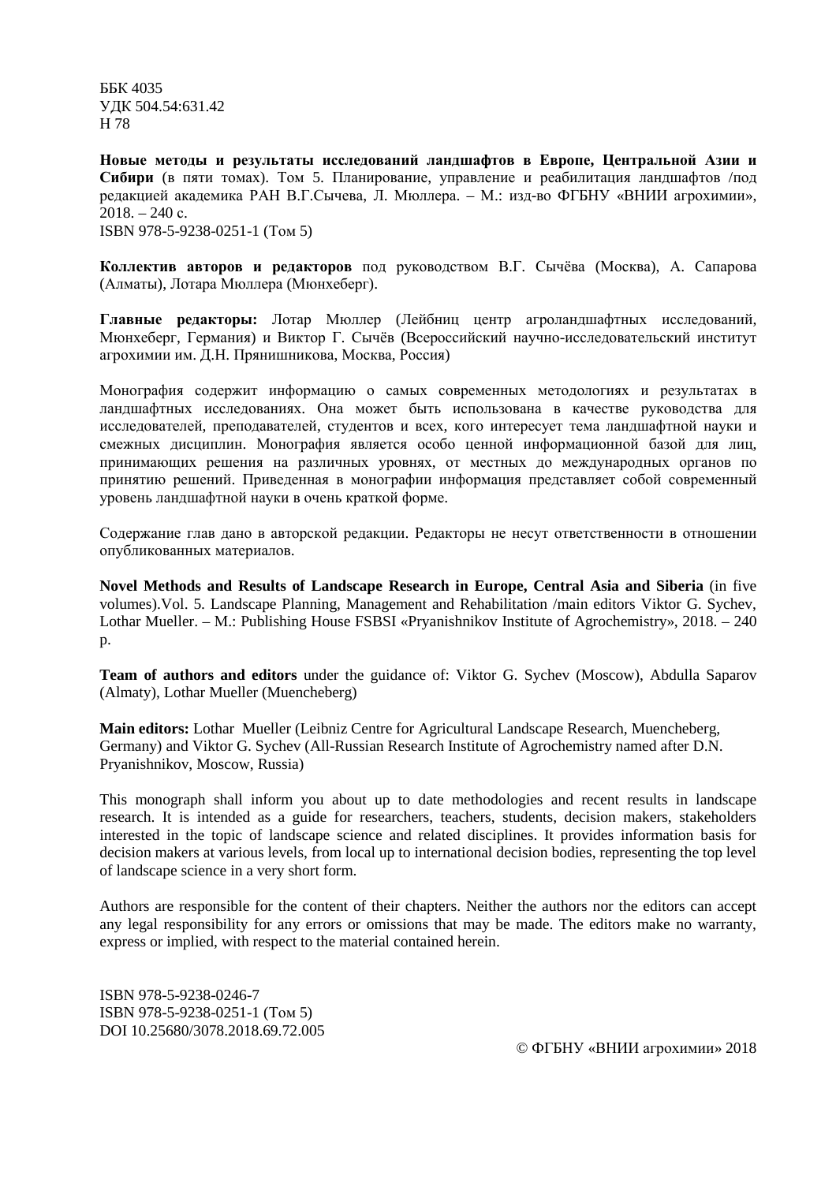ББК 4035
УДК 504.54:631.42
Н 78

**Новые методы и результаты исследований ландшафтов в Европе, Центральной Азии и Сибири** (в пяти томах). Том 5. Планирование, управление и реабилитация ландшафтов /под редакцией академика РАН В.Г.Сычева, Л. Мюллера. – М.: изд-во ФГБНУ «ВНИИ агрохимии», 2018. – 240 с.
ISBN 978-5-9238-0251-1 (Том 5)

**Коллектив авторов и редакторов** под руководством В.Г. Сычёва (Москва), А. Сапарова (Алматы), Лотара Мюллера (Мюнхеберг).

**Главные редакторы:** Лотар Мюллер (Лейбниц центр агроландшафтных исследований, Мюнхеберг, Германия) и Виктор Г. Сычёв (Всероссийский научно-исследовательский институт агрохимии им. Д.Н. Прянишникова, Москва, Россия)

Монография содержит информацию о самых современных методологиях и результатах в ландшафтных исследованиях. Она может быть использована в качестве руководства для исследователей, преподавателей, студентов и всех, кого интересует тема ландшафтной науки и смежных дисциплин. Монография является особо ценной информационной базой для лиц, принимающих решения на различных уровнях, от местных до международных органов по принятию решений. Приведенная в монографии информация представляет собой современный уровень ландшафтной науки в очень краткой форме.

Содержание глав дано в авторской редакции. Редакторы не несут ответственности в отношении опубликованных материалов.

**Novel Methods and Results of Landscape Research in Europe, Central Asia and Siberia** (in five volumes).Vol. 5. Landscape Planning, Management and Rehabilitation /main editors Viktor G. Sychev, Lothar Mueller. – M.: Publishing House FSBSI «Pryanishnikov Institute of Agrochemistry», 2018. – 240 p.

**Team of authors and editors** under the guidance of: Viktor G. Sychev (Moscow), Abdulla Saparov (Almaty), Lothar Mueller (Muencheberg)

**Main editors:** Lothar Mueller (Leibniz Centre for Agricultural Landscape Research, Muencheberg, Germany) and Viktor G. Sychev (All-Russian Research Institute of Agrochemistry named after D.N. Pryanishnikov, Moscow, Russia)

This monograph shall inform you about up to date methodologies and recent results in landscape research. It is intended as a guide for researchers, teachers, students, decision makers, stakeholders interested in the topic of landscape science and related disciplines. It provides information basis for decision makers at various levels, from local up to international decision bodies, representing the top level of landscape science in a very short form.

Authors are responsible for the content of their chapters. Neither the authors nor the editors can accept any legal responsibility for any errors or omissions that may be made. The editors make no warranty, express or implied, with respect to the material contained herein.

ISBN 978-5-9238-0246-7
ISBN 978-5-9238-0251-1 (Том 5)
DOI 10.25680/3078.2018.69.72.005

© ФГБНУ «ВНИИ агрохимии» 2018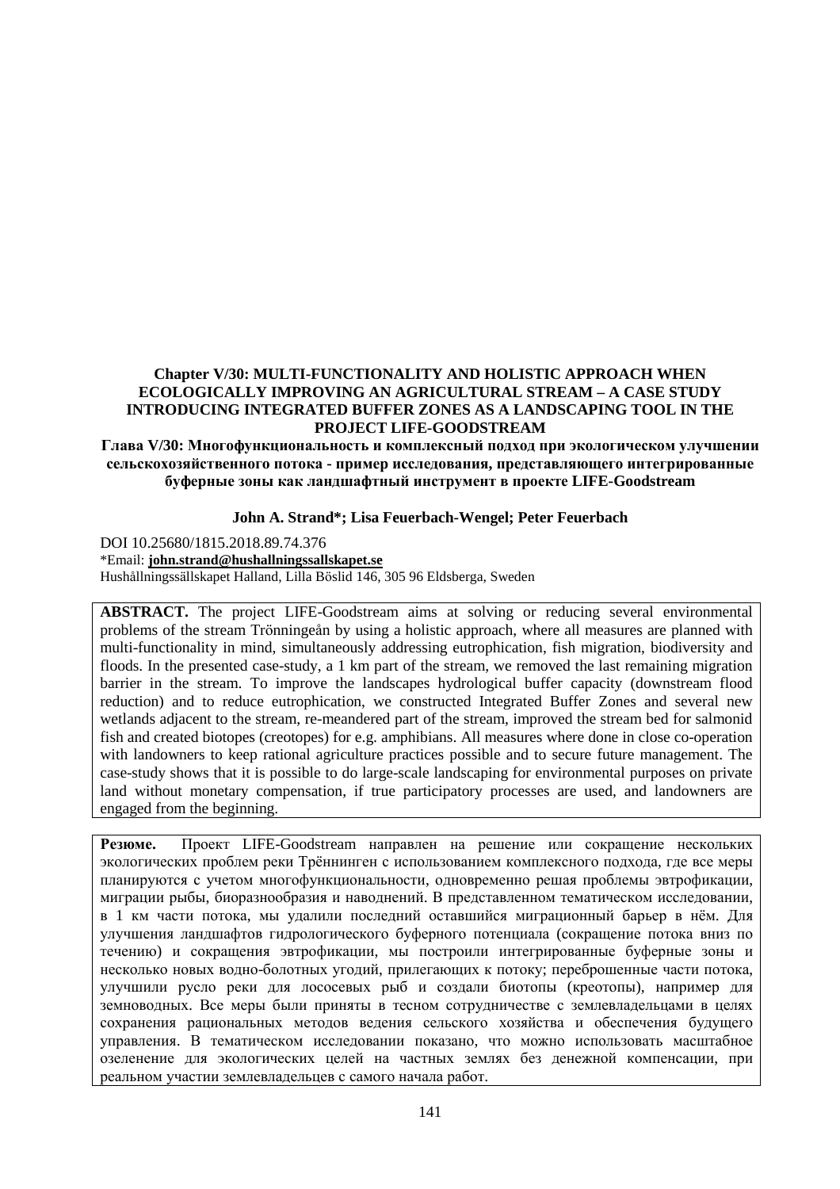## Chapter V/30: MULTI-FUNCTIONALITY AND HOLISTIC APPROACH WHEN ECOLOGICALLY IMPROVING AN AGRICULTURAL STREAM – A CASE STUDY INTRODUCING INTEGRATED BUFFER ZONES AS A LANDSCAPING TOOL IN THE PROJECT LIFE-GOODSTREAM

**Глава V/30: Многофункциональность и комплексный подход при экологическом улучшении сельскохозяйственного потока - пример исследования, представляющего интегрированные буферные зоны как ландшафтный инструмент в проекте LIFE-Goodstream**

**John A. Strand*; Lisa Feuerbach-Wengel; Peter Feuerbach**

DOI 10.25680/1815.2018.89.74.376
*Email: **john.strand@hushallningssallskapet.se**
Hushållningssällskapet Halland, Lilla Böslid 146, 305 96 Eldsberga, Sweden

**ABSTRACT.** The project LIFE-Goodstream aims at solving or reducing several environmental problems of the stream Trönningeån by using a holistic approach, where all measures are planned with multi-functionality in mind, simultaneously addressing eutrophication, fish migration, biodiversity and floods. In the presented case-study, a 1 km part of the stream, we removed the last remaining migration barrier in the stream. To improve the landscapes hydrological buffer capacity (downstream flood reduction) and to reduce eutrophication, we constructed Integrated Buffer Zones and several new wetlands adjacent to the stream, re-meandered part of the stream, improved the stream bed for salmonid fish and created biotopes (creotopes) for e.g. amphibians. All measures where done in close co-operation with landowners to keep rational agriculture practices possible and to secure future management. The case-study shows that it is possible to do large-scale landscaping for environmental purposes on private land without monetary compensation, if true participatory processes are used, and landowners are engaged from the beginning.

**Резюме.** Проект LIFE-Goodstream направлен на решение или сокращение нескольких экологических проблем реки Трённинген с использованием комплексного подхода, где все меры планируются с учетом многофункциональности, одновременно решая проблемы эвтрофикации, миграции рыбы, биоразнообразия и наводнений. В представленном тематическом исследовании, в 1 км части потока, мы удалили последний оставшийся миграционный барьер в нём. Для улучшения ландшафтов гидрологического буферного потенциала (сокращение потока вниз по течению) и сокращения эвтрофикации, мы построили интегрированные буферные зоны и несколько новых водно-болотных угодий, прилегающих к потоку; переброшенные части потока, улучшили русло реки для лососевых рыб и создали биотопы (креотопы), например для земноводных. Все меры были приняты в тесном сотрудничестве с землевладельцами в целях сохранения рациональных методов ведения сельского хозяйства и обеспечения будущего управления. В тематическом исследовании показано, что можно использовать масштабное озеленение для экологических целей на частных землях без денежной компенсации, при реальном участии землевладельцев с самого начала работ.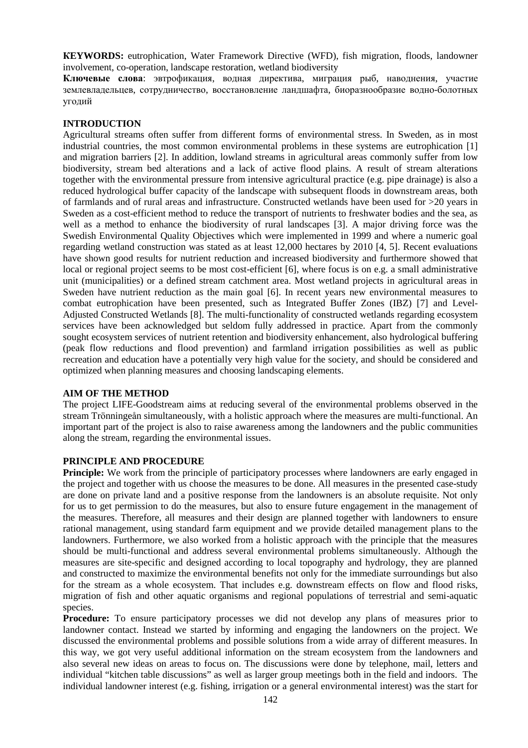**KEYWORDS:** eutrophication, Water Framework Directive (WFD), fish migration, floods, landowner involvement, co-operation, landscape restoration, wetland biodiversity

**Ключевые слова**: эвтрофикация, водная директива, миграция рыб, наводнения, участие землевладельцев, сотрудничество, восстановление ландшафта, биоразнообразие водно-болотных угодий

## INTRODUCTION

Agricultural streams often suffer from different forms of environmental stress. In Sweden, as in most industrial countries, the most common environmental problems in these systems are eutrophication [1] and migration barriers [2]. In addition, lowland streams in agricultural areas commonly suffer from low biodiversity, stream bed alterations and a lack of active flood plains. A result of stream alterations together with the environmental pressure from intensive agricultural practice (e.g. pipe drainage) is also a reduced hydrological buffer capacity of the landscape with subsequent floods in downstream areas, both of farmlands and of rural areas and infrastructure. Constructed wetlands have been used for >20 years in Sweden as a cost-efficient method to reduce the transport of nutrients to freshwater bodies and the sea, as well as a method to enhance the biodiversity of rural landscapes [3]. A major driving force was the Swedish Environmental Quality Objectives which were implemented in 1999 and where a numeric goal regarding wetland construction was stated as at least 12,000 hectares by 2010 [4, 5]. Recent evaluations have shown good results for nutrient reduction and increased biodiversity and furthermore showed that local or regional project seems to be most cost-efficient [6], where focus is on e.g. a small administrative unit (municipalities) or a defined stream catchment area. Most wetland projects in agricultural areas in Sweden have nutrient reduction as the main goal [6]. In recent years new environmental measures to combat eutrophication have been presented, such as Integrated Buffer Zones (IBZ) [7] and Level-Adjusted Constructed Wetlands [8]. The multi-functionality of constructed wetlands regarding ecosystem services have been acknowledged but seldom fully addressed in practice. Apart from the commonly sought ecosystem services of nutrient retention and biodiversity enhancement, also hydrological buffering (peak flow reductions and flood prevention) and farmland irrigation possibilities as well as public recreation and education have a potentially very high value for the society, and should be considered and optimized when planning measures and choosing landscaping elements.

## AIM OF THE METHOD

The project LIFE-Goodstream aims at reducing several of the environmental problems observed in the stream Trönningeån simultaneously, with a holistic approach where the measures are multi-functional. An important part of the project is also to raise awareness among the landowners and the public communities along the stream, regarding the environmental issues.

## PRINCIPLE AND PROCEDURE

**Principle:** We work from the principle of participatory processes where landowners are early engaged in the project and together with us choose the measures to be done. All measures in the presented case-study are done on private land and a positive response from the landowners is an absolute requisite. Not only for us to get permission to do the measures, but also to ensure future engagement in the management of the measures. Therefore, all measures and their design are planned together with landowners to ensure rational management, using standard farm equipment and we provide detailed management plans to the landowners. Furthermore, we also worked from a holistic approach with the principle that the measures should be multi-functional and address several environmental problems simultaneously. Although the measures are site-specific and designed according to local topography and hydrology, they are planned and constructed to maximize the environmental benefits not only for the immediate surroundings but also for the stream as a whole ecosystem. That includes e.g. downstream effects on flow and flood risks, migration of fish and other aquatic organisms and regional populations of terrestrial and semi-aquatic species.

**Procedure:** To ensure participatory processes we did not develop any plans of measures prior to landowner contact. Instead we started by informing and engaging the landowners on the project. We discussed the environmental problems and possible solutions from a wide array of different measures. In this way, we got very useful additional information on the stream ecosystem from the landowners and also several new ideas on areas to focus on. The discussions were done by telephone, mail, letters and individual "kitchen table discussions" as well as larger group meetings both in the field and indoors. The individual landowner interest (e.g. fishing, irrigation or a general environmental interest) was the start for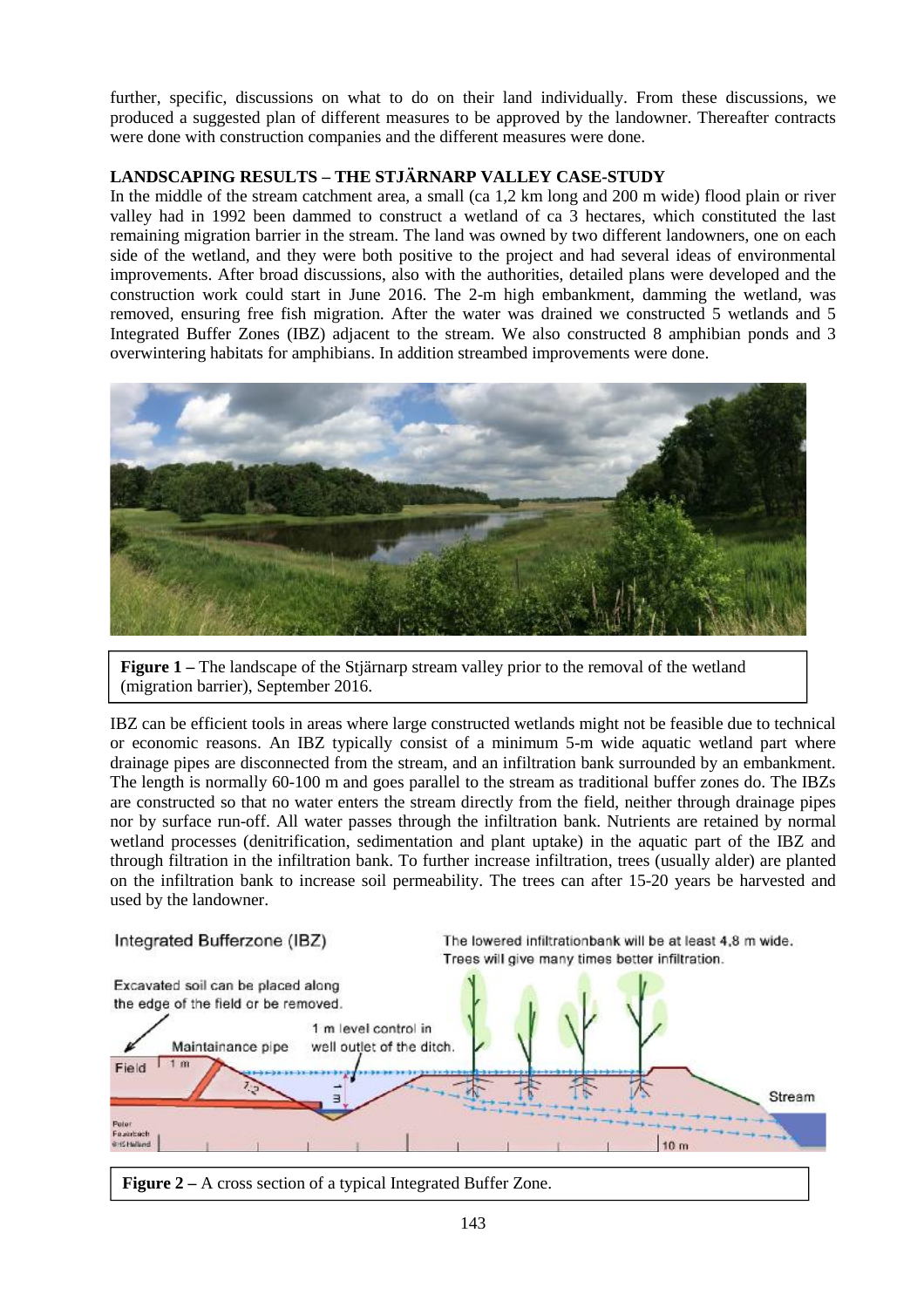further, specific, discussions on what to do on their land individually. From these discussions, we produced a suggested plan of different measures to be approved by the landowner. Thereafter contracts were done with construction companies and the different measures were done.

## LANDSCAPING RESULTS – THE STJÄRNARP VALLEY CASE-STUDY

In the middle of the stream catchment area, a small (ca 1,2 km long and 200 m wide) flood plain or river valley had in 1992 been dammed to construct a wetland of ca 3 hectares, which constituted the last remaining migration barrier in the stream. The land was owned by two different landowners, one on each side of the wetland, and they were both positive to the project and had several ideas of environmental improvements. After broad discussions, also with the authorities, detailed plans were developed and the construction work could start in June 2016. The 2-m high embankment, damming the wetland, was removed, ensuring free fish migration. After the water was drained we constructed 5 wetlands and 5 Integrated Buffer Zones (IBZ) adjacent to the stream. We also constructed 8 amphibian ponds and 3 overwintering habitats for amphibians. In addition streambed improvements were done.

**Figure 1 –** The landscape of the Stjärnarp stream valley prior to the removal of the wetland (migration barrier), September 2016.

IBZ can be efficient tools in areas where large constructed wetlands might not be feasible due to technical or economic reasons. An IBZ typically consist of a minimum 5-m wide aquatic wetland part where drainage pipes are disconnected from the stream, and an infiltration bank surrounded by an embankment. The length is normally 60-100 m and goes parallel to the stream as traditional buffer zones do. The IBZs are constructed so that no water enters the stream directly from the field, neither through drainage pipes nor by surface run-off. All water passes through the infiltration bank. Nutrients are retained by normal wetland processes (denitrification, sedimentation and plant uptake) in the aquatic part of the IBZ and through filtration in the infiltration bank. To further increase infiltration, trees (usually alder) are planted on the infiltration bank to increase soil permeability. The trees can after 15-20 years be harvested and used by the landowner.

Integrated Bufferzone (IBZ)

The lowered infiltrationbank will be at least 4,8 m wide. Trees will give many times better infiltration.

Excavated soil can be placed along the edge of the field or be removed.

1 m level control in well outlet of the ditch.

Maintainance pipe

Field

1 m

Stream

10 m

**Figure 2 –** A cross section of a typical Integrated Buffer Zone.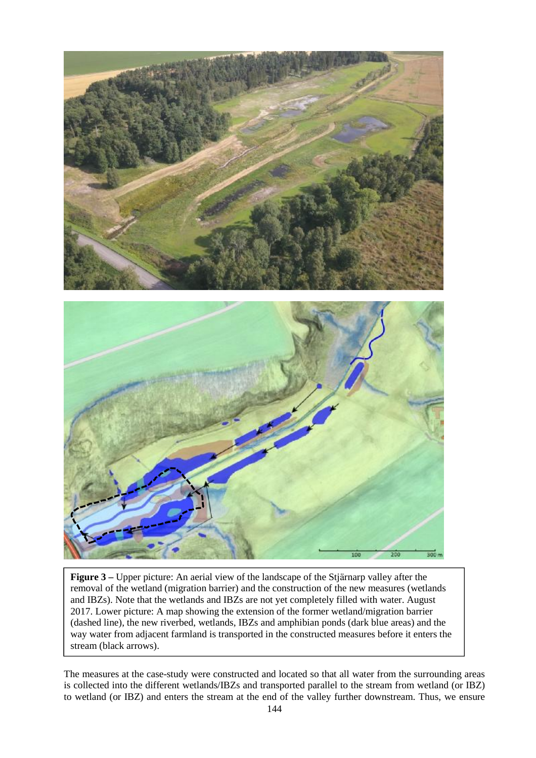100 200 300 m

**Figure 3 –** Upper picture: An aerial view of the landscape of the Stjärnarp valley after the removal of the wetland (migration barrier) and the construction of the new measures (wetlands and IBZs). Note that the wetlands and IBZs are not yet completely filled with water. August 2017. Lower picture: A map showing the extension of the former wetland/migration barrier (dashed line), the new riverbed, wetlands, IBZs and amphibian ponds (dark blue areas) and the way water from adjacent farmland is transported in the constructed measures before it enters the stream (black arrows).

The measures at the case-study were constructed and located so that all water from the surrounding areas is collected into the different wetlands/IBZs and transported parallel to the stream from wetland (or IBZ) to wetland (or IBZ) and enters the stream at the end of the valley further downstream. Thus, we ensure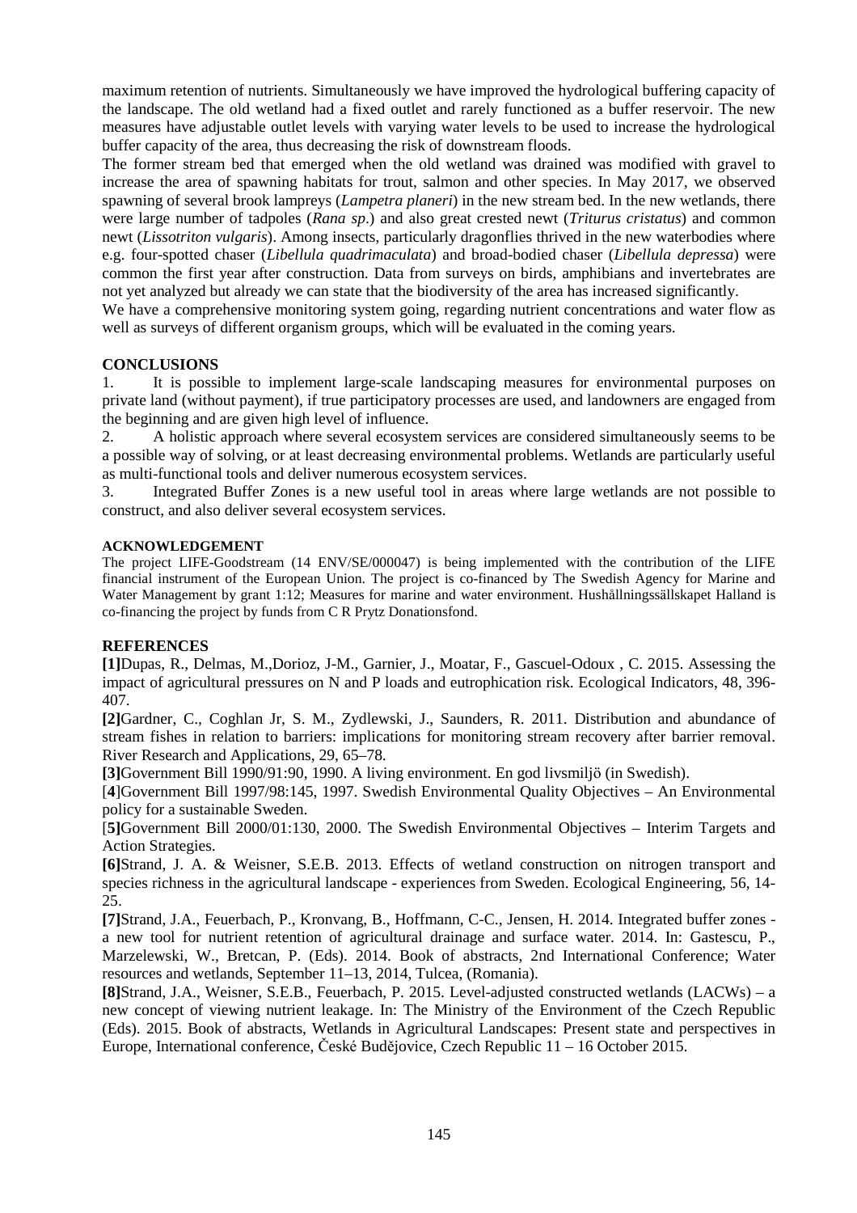maximum retention of nutrients. Simultaneously we have improved the hydrological buffering capacity of the landscape. The old wetland had a fixed outlet and rarely functioned as a buffer reservoir. The new measures have adjustable outlet levels with varying water levels to be used to increase the hydrological buffer capacity of the area, thus decreasing the risk of downstream floods.

The former stream bed that emerged when the old wetland was drained was modified with gravel to increase the area of spawning habitats for trout, salmon and other species. In May 2017, we observed spawning of several brook lampreys (*Lampetra planeri*) in the new stream bed. In the new wetlands, there were large number of tadpoles (*Rana sp*.) and also great crested newt (*Triturus cristatus*) and common newt (*Lissotriton vulgaris*). Among insects, particularly dragonflies thrived in the new waterbodies where e.g. four-spotted chaser (*Libellula quadrimaculata*) and broad-bodied chaser (*Libellula depressa*) were common the first year after construction. Data from surveys on birds, amphibians and invertebrates are not yet analyzed but already we can state that the biodiversity of the area has increased significantly.

We have a comprehensive monitoring system going, regarding nutrient concentrations and water flow as well as surveys of different organism groups, which will be evaluated in the coming years.

## CONCLUSIONS

1. It is possible to implement large-scale landscaping measures for environmental purposes on private land (without payment), if true participatory processes are used, and landowners are engaged from the beginning and are given high level of influence.
2. A holistic approach where several ecosystem services are considered simultaneously seems to be a possible way of solving, or at least decreasing environmental problems. Wetlands are particularly useful as multi-functional tools and deliver numerous ecosystem services.
3. Integrated Buffer Zones is a new useful tool in areas where large wetlands are not possible to construct, and also deliver several ecosystem services.

### ACKNOWLEDGEMENT

The project LIFE-Goodstream (14 ENV/SE/000047) is being implemented with the contribution of the LIFE financial instrument of the European Union. The project is co-financed by The Swedish Agency for Marine and Water Management by grant 1:12; Measures for marine and water environment. Hushållningssällskapet Halland is co-financing the project by funds from C R Prytz Donationsfond.

## REFERENCES

**[1]**Dupas, R., Delmas, M.,Dorioz, J-M., Garnier, J., Moatar, F., Gascuel-Odoux , C. 2015. Assessing the impact of agricultural pressures on N and P loads and eutrophication risk. Ecological Indicators, 48, 396-407.

**[2]**Gardner, C., Coghlan Jr, S. M., Zydlewski, J., Saunders, R. 2011. Distribution and abundance of stream fishes in relation to barriers: implications for monitoring stream recovery after barrier removal. River Research and Applications, 29, 65–78.

**[3]**Government Bill 1990/91:90, 1990. A living environment. En god livsmiljö (in Swedish).

[**4**]Government Bill 1997/98:145, 1997. Swedish Environmental Quality Objectives – An Environmental policy for a sustainable Sweden.

[**5**]Government Bill 2000/01:130, 2000. The Swedish Environmental Objectives – Interim Targets and Action Strategies.

**[6]**Strand, J. A. & Weisner, S.E.B. 2013. Effects of wetland construction on nitrogen transport and species richness in the agricultural landscape - experiences from Sweden. Ecological Engineering, 56, 14-25.

**[7]**Strand, J.A., Feuerbach, P., Kronvang, B., Hoffmann, C-C., Jensen, H. 2014. Integrated buffer zones - a new tool for nutrient retention of agricultural drainage and surface water. 2014. In: Gastescu, P., Marzelewski, W., Bretcan, P. (Eds). 2014. Book of abstracts, 2nd International Conference; Water resources and wetlands, September 11–13, 2014, Tulcea, (Romania).

**[8]**Strand, J.A., Weisner, S.E.B., Feuerbach, P. 2015. Level-adjusted constructed wetlands (LACWs) – a new concept of viewing nutrient leakage. In: The Ministry of the Environment of the Czech Republic (Eds). 2015. Book of abstracts, Wetlands in Agricultural Landscapes: Present state and perspectives in Europe, International conference, České Budějovice, Czech Republic 11 – 16 October 2015.